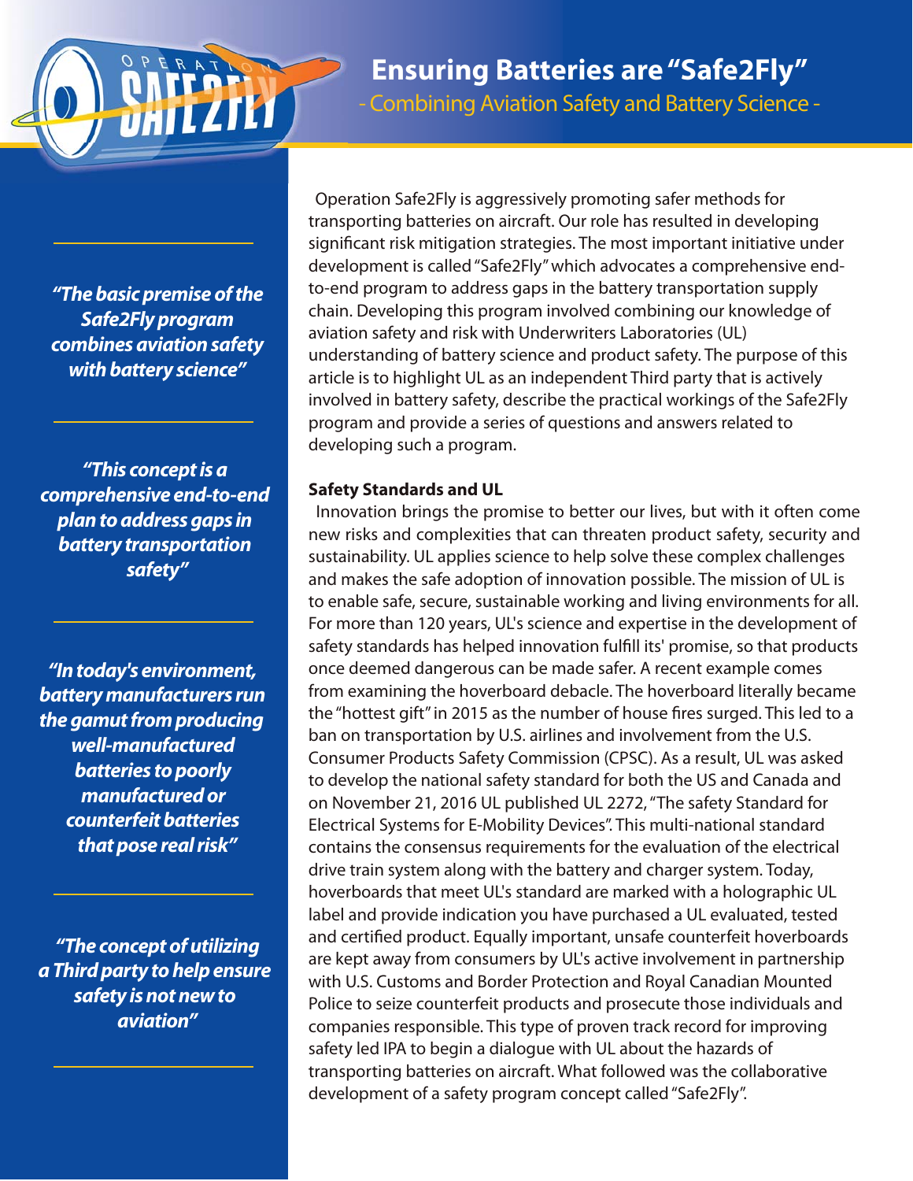# Ensuring Batteries are "Safe2Fly"

## - Combining Aviation Safety and Battery Science -

*"The basic premise of the Safe2Fly program combines aviation safety with battery science"*

*"This concept is a comprehensive end-to-end plan to address gaps in battery transportation safety"*

*"In today's environment, battery manufacturers run the gamut from producing well-manufactured batteries to poorly manufactured or counterfeit batteries that pose real risk"*

*"The concept of utilizing a Third party to help ensure safety is not new to aviation"*

Operation Safe2Fly is aggressively promoting safer methods for transporting batteries on aircraft. Our role has resulted in developing significant risk mitigation strategies. The most important initiative under development is called "Safe2Fly" which advocates a comprehensive end-to-end program to address gaps in the battery transportation supply chain. Developing this program involved combining our knowledge of aviation safety and risk with Underwriters Laboratories (UL) understanding of battery science and product safety. The purpose of this article is to highlight UL as an independent Third party that is actively involved in battery safety, describe the practical workings of the Safe2Fly program and provide a series of questions and answers related to developing such a program.

**Safety Standards and UL**

Innovation brings the promise to better our lives, but with it often come new risks and complexities that can threaten product safety, security and sustainability. UL applies science to help solve these complex challenges and makes the safe adoption of innovation possible. The mission of UL is to enable safe, secure, sustainable working and living environments for all. For more than 120 years, UL's science and expertise in the development of safety standards has helped innovation fulfill its' promise, so that products once deemed dangerous can be made safer. A recent example comes from examining the hoverboard debacle. The hoverboard literally became the "hottest gift" in 2015 as the number of house fires surged. This led to a ban on transportation by U.S. airlines and involvement from the U.S. Consumer Products Safety Commission (CPSC). As a result, UL was asked to develop the national safety standard for both the US and Canada and on November 21, 2016 UL published UL 2272, "The safety Standard for Electrical Systems for E-Mobility Devices". This multi-national standard contains the consensus requirements for the evaluation of the electrical drive train system along with the battery and charger system. Today, hoverboards that meet UL's standard are marked with a holographic UL label and provide indication you have purchased a UL evaluated, tested and certified product. Equally important, unsafe counterfeit hoverboards are kept away from consumers by UL's active involvement in partnership with U.S. Customs and Border Protection and Royal Canadian Mounted Police to seize counterfeit products and prosecute those individuals and companies responsible. This type of proven track record for improving safety led IPA to begin a dialogue with UL about the hazards of transporting batteries on aircraft. What followed was the collaborative development of a safety program concept called "Safe2Fly".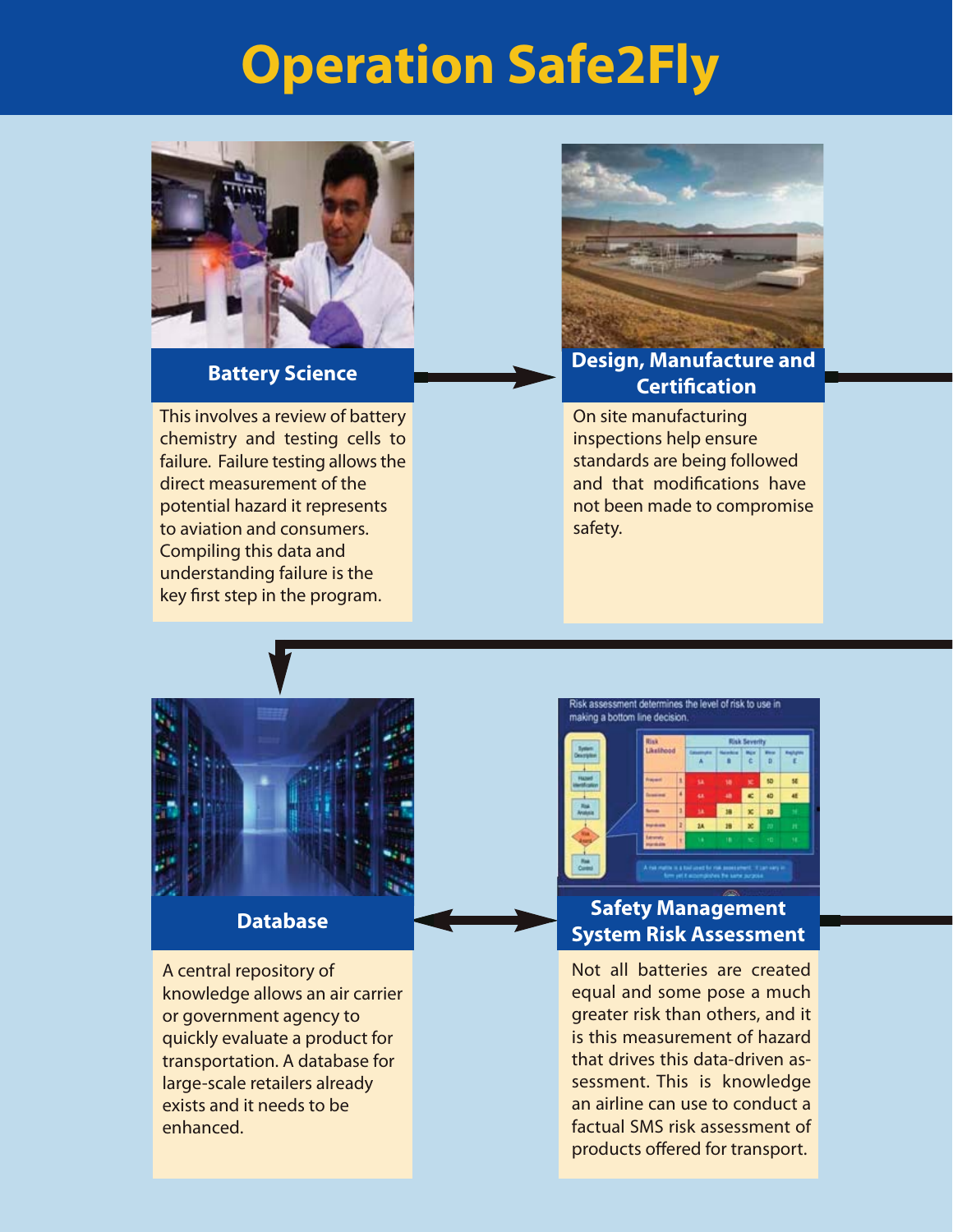# Operation Safe2Fly

## Battery Science

This involves a review of battery chemistry and testing cells to failure. Failure testing allows the direct measurement of the potential hazard it represents to aviation and consumers. Compiling this data and understanding failure is the key first step in the program.

## Design, Manufacture and Certification

On site manufacturing inspections help ensure standards are being followed and that modifications have not been made to compromise safety.

## Database

A central repository of knowledge allows an air carrier or government agency to quickly evaluate a product for transportation. A database for large-scale retailers already exists and it needs to be enhanced.

## Safety Management System Risk Assessment

Not all batteries are created equal and some pose a much greater risk than others, and it is this measurement of hazard that drives this data-driven assessment. This is knowledge an airline can use to conduct a factual SMS risk assessment of products offered for transport.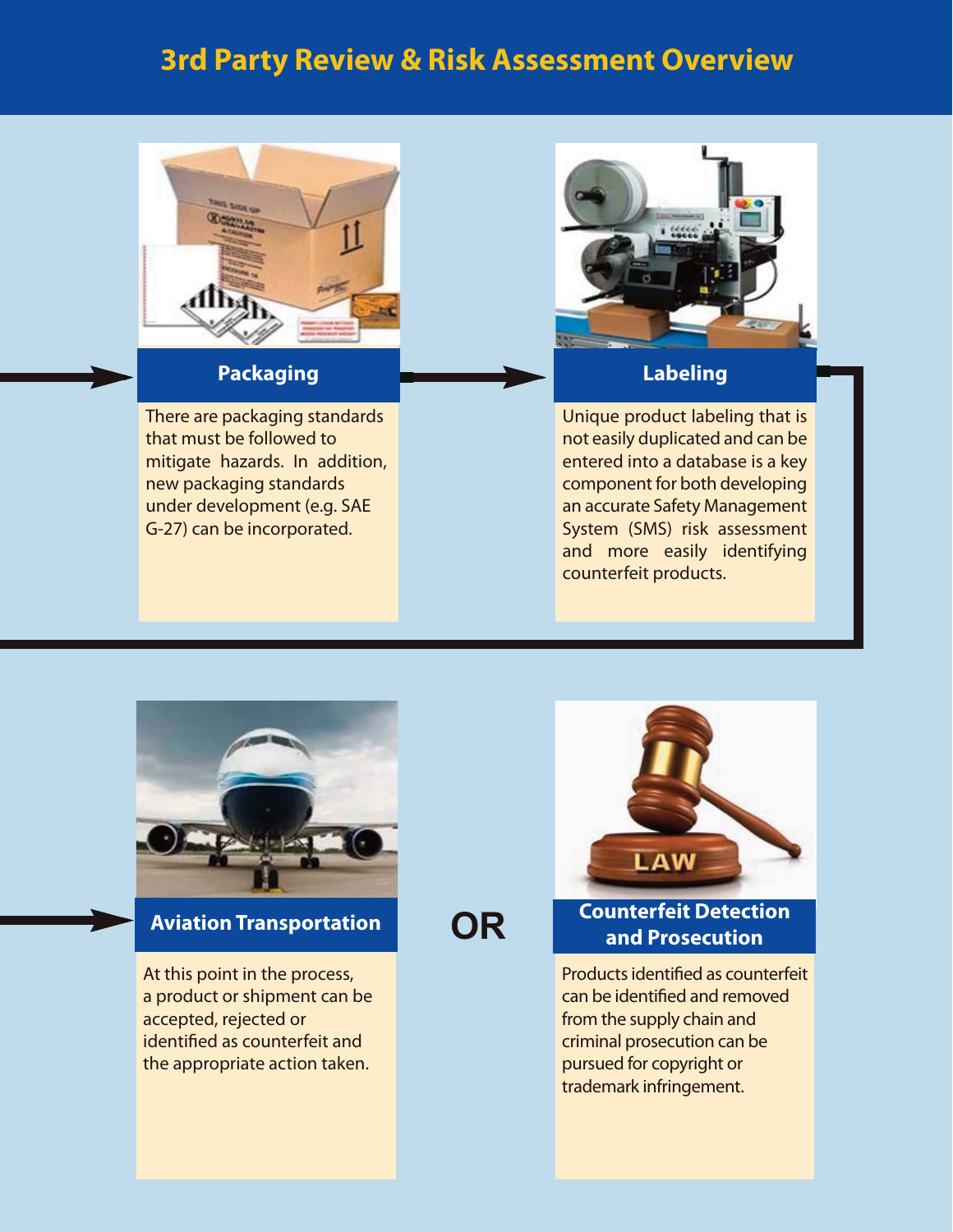# 3rd Party Review & Risk Assessment Overview

## Packaging

There are packaging standards that must be followed to mitigate hazards. In addition, new packaging standards under development (e.g. SAE G-27) can be incorporated.

## Labeling

Unique product labeling that is not easily duplicated and can be entered into a database is a key component for both developing an accurate Safety Management System (SMS) risk assessment and more easily identifying counterfeit products.

## Aviation Transportation

At this point in the process, a product or shipment can be accepted, rejected or identified as counterfeit and the appropriate action taken.

**OR**

## Counterfeit Detection and Prosecution

Products identified as counterfeit can be identified and removed from the supply chain and criminal prosecution can be pursued for copyright or trademark infringement.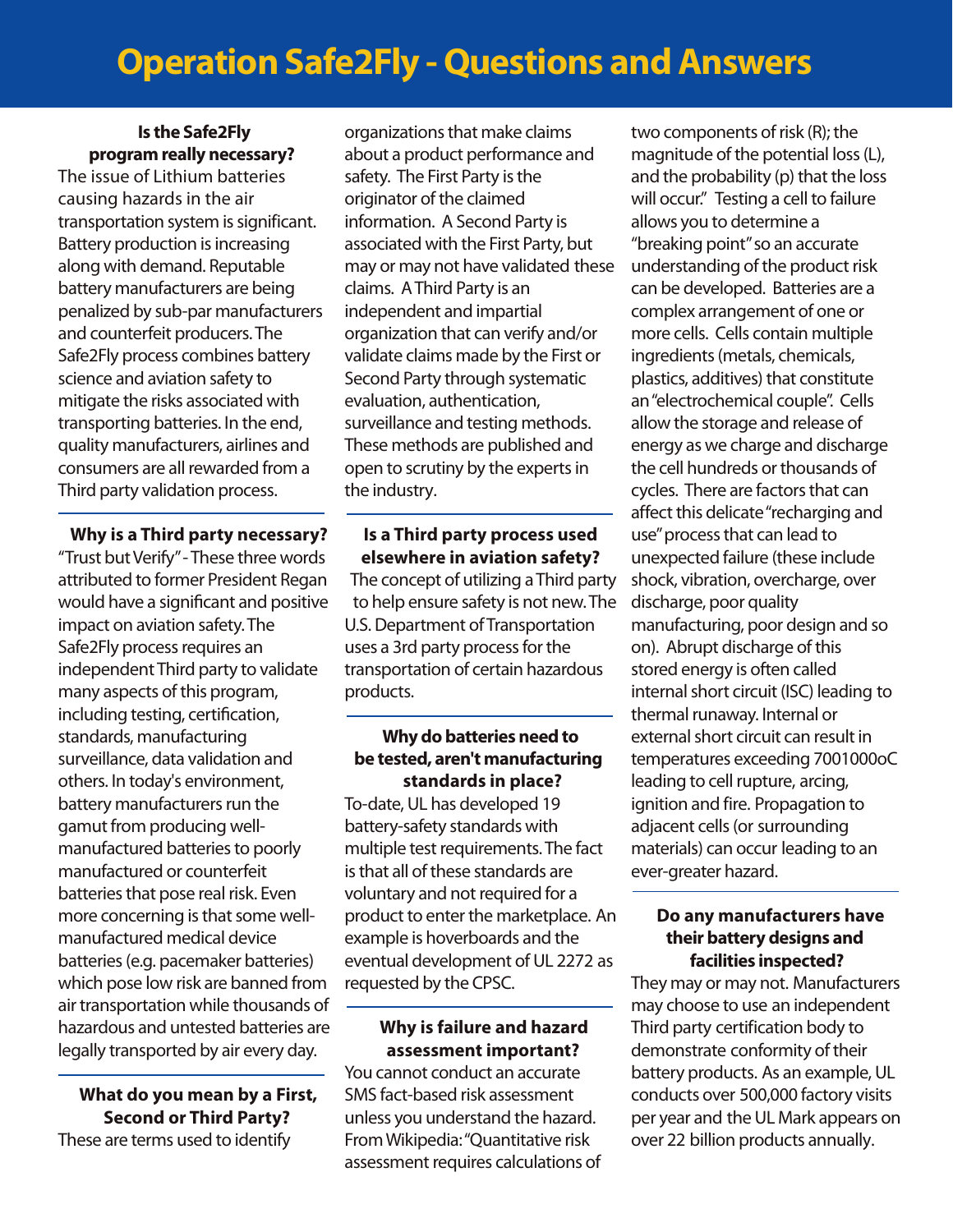# Operation Safe2Fly - Questions and Answers

### Is the Safe2Fly program really necessary?

The issue of Lithium batteries causing hazards in the air transportation system is significant. Battery production is increasing along with demand. Reputable battery manufacturers are being penalized by sub-par manufacturers and counterfeit producers. The Safe2Fly process combines battery science and aviation safety to mitigate the risks associated with transporting batteries. In the end, quality manufacturers, airlines and consumers are all rewarded from a Third party validation process.

### Why is a Third party necessary?

"Trust but Verify" - These three words attributed to former President Regan would have a significant and positive impact on aviation safety. The Safe2Fly process requires an independent Third party to validate many aspects of this program, including testing, certification, standards, manufacturing surveillance, data validation and others. In today's environment, battery manufacturers run the gamut from producing well-manufactured batteries to poorly manufactured or counterfeit batteries that pose real risk. Even more concerning is that some well-manufactured medical device batteries (e.g. pacemaker batteries) which pose low risk are banned from air transportation while thousands of hazardous and untested batteries are legally transported by air every day.

### What do you mean by a First, Second or Third Party?

These are terms used to identify organizations that make claims about a product performance and safety. The First Party is the originator of the claimed information. A Second Party is associated with the First Party, but may or may not have validated these claims. A Third Party is an independent and impartial organization that can verify and/or validate claims made by the First or Second Party through systematic evaluation, authentication, surveillance and testing methods. These methods are published and open to scrutiny by the experts in the industry.

### Is a Third party process used elsewhere in aviation safety?

The concept of utilizing a Third party to help ensure safety is not new. The U.S. Department of Transportation uses a 3rd party process for the transportation of certain hazardous products.

### Why do batteries need to be tested, aren't manufacturing standards in place?

To-date, UL has developed 19 battery-safety standards with multiple test requirements. The fact is that all of these standards are voluntary and not required for a product to enter the marketplace. An example is hoverboards and the eventual development of UL 2272 as requested by the CPSC.

### Why is failure and hazard assessment important?

You cannot conduct an accurate SMS fact-based risk assessment unless you understand the hazard. From Wikipedia: "Quantitative risk assessment requires calculations of two components of risk (R); the magnitude of the potential loss (L), and the probability (p) that the loss will occur." Testing a cell to failure allows you to determine a "breaking point" so an accurate understanding of the product risk can be developed. Batteries are a complex arrangement of one or more cells. Cells contain multiple ingredients (metals, chemicals, plastics, additives) that constitute an "electrochemical couple". Cells allow the storage and release of energy as we charge and discharge the cell hundreds or thousands of cycles. There are factors that can affect this delicate "recharging and use" process that can lead to unexpected failure (these include shock, vibration, overcharge, over discharge, poor quality manufacturing, poor design and so on). Abrupt discharge of this stored energy is often called internal short circuit (ISC) leading to thermal runaway. Internal or external short circuit can result in temperatures exceeding 7001000oC leading to cell rupture, arcing, ignition and fire. Propagation to adjacent cells (or surrounding materials) can occur leading to an ever-greater hazard.

### Do any manufacturers have their battery designs and facilities inspected?

They may or may not. Manufacturers may choose to use an independent Third party certification body to demonstrate conformity of their battery products. As an example, UL conducts over 500,000 factory visits per year and the UL Mark appears on over 22 billion products annually.